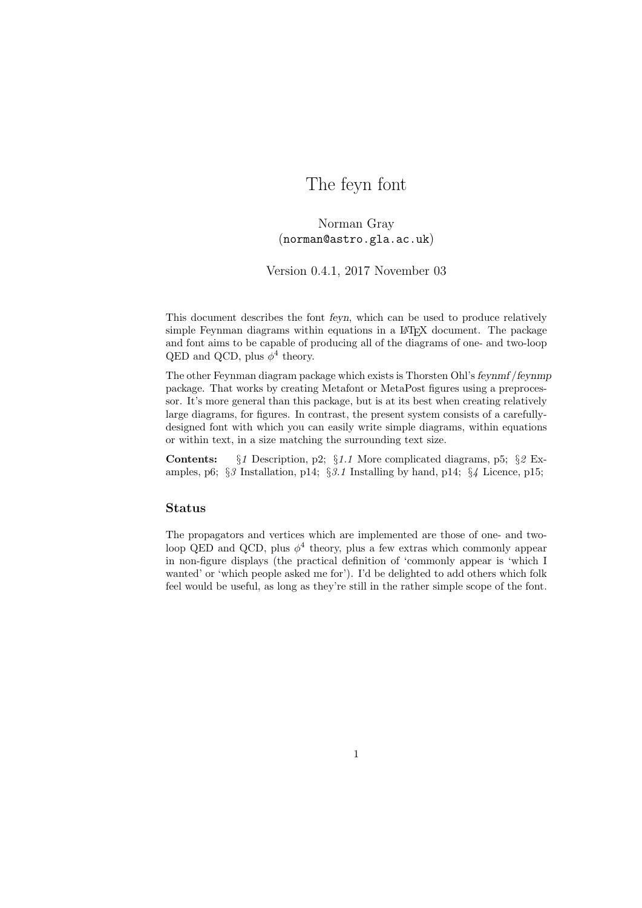# The feyn font

Norman Gray
(`norman@astro.gla.ac.uk`)

Version 0.4.1, 2017 November 03

This document describes the font *feyn*, which can be used to produce relatively simple Feynman diagrams within equations in a LaTeX document. The package and font aims to be capable of producing all of the diagrams of one- and two-loop QED and QCD, plus $\phi^4$ theory.

The other Feynman diagram package which exists is Thorsten Ohl's *feynmf*/*feynmp* package. That works by creating Metafont or MetaPost figures using a preprocessor. It's more general than this package, but is at its best when creating relatively large diagrams, for figures. In contrast, the present system consists of a carefully-designed font with which you can easily write simple diagrams, within equations or within text, in a size matching the surrounding text size.

**Contents:** §*1* Description, p2; §*1.1* More complicated diagrams, p5; §*2* Examples, p6; §*3* Installation, p14; §*3.1* Installing by hand, p14; §*4* Licence, p15;

### Status

The propagators and vertices which are implemented are those of one- and two-loop QED and QCD, plus $\phi^4$ theory, plus a few extras which commonly appear in non-figure displays (the practical definition of 'commonly appear is 'which I wanted' or 'which people asked me for'). I'd be delighted to add others which folk feel would be useful, as long as they're still in the rather simple scope of the font.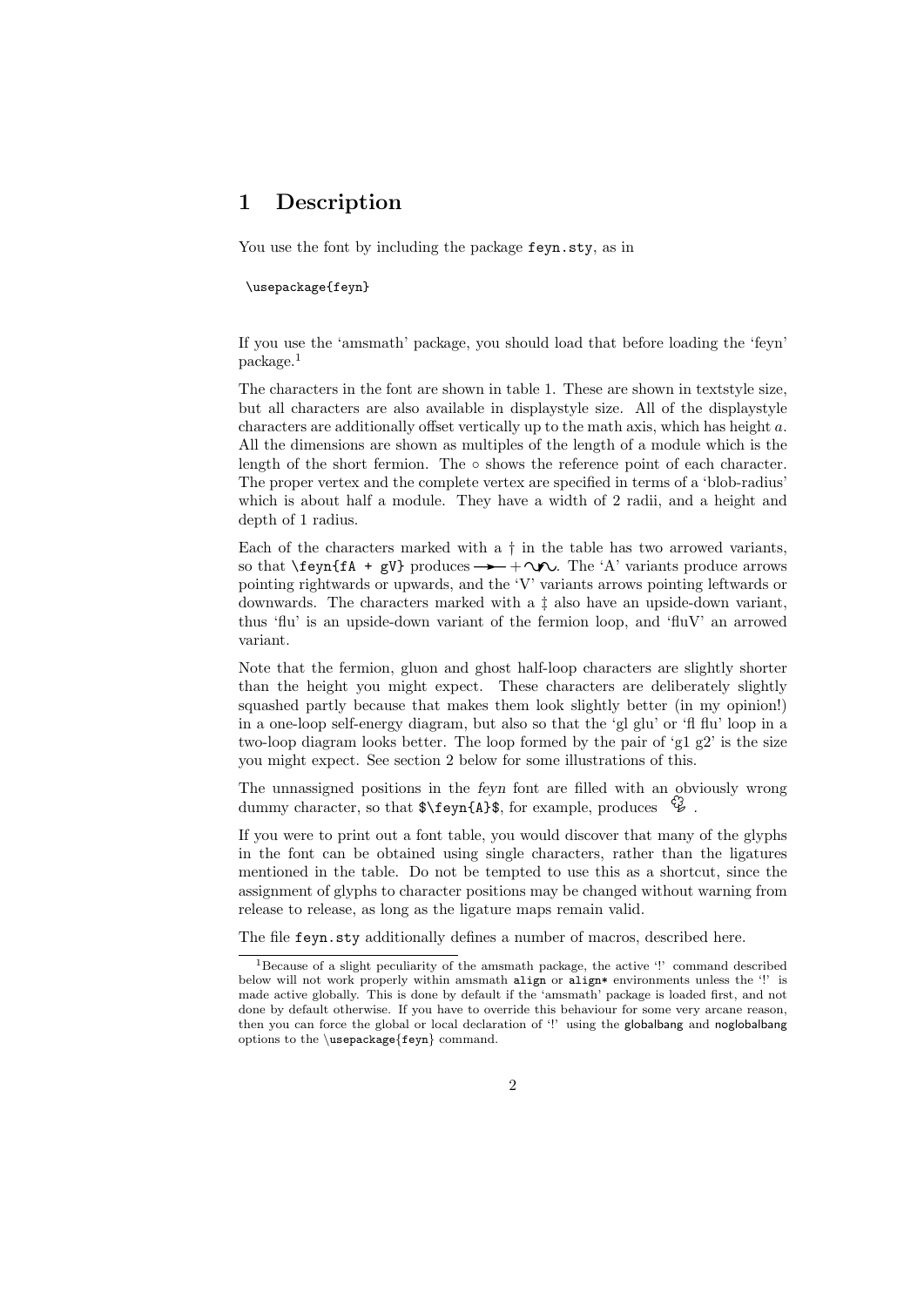# 1 Description

You use the font by including the package `feyn.sty`, as in

```
\usepackage{feyn}
```

If you use the 'amsmath' package, you should load that before loading the 'feyn' package.[1]

The characters in the font are shown in table 1. These are shown in textstyle size, but all characters are also available in displaystyle size. All of the displaystyle characters are additionally offset vertically up to the math axis, which has height $a$. All the dimensions are shown as multiples of the length of a module which is the length of the short fermion. The $\circ$ shows the reference point of each character. The proper vertex and the complete vertex are specified in terms of a 'blob-radius' which is about half a module. They have a width of 2 radii, and a height and depth of 1 radius.

Each of the characters marked with a † in the table has two arrowed variants, so that `\feyn{fA + gV}` produces →— + ∿∿. The 'A' variants produce arrows pointing rightwards or upwards, and the 'V' variants arrows pointing leftwards or downwards. The characters marked with a ‡ also have an upside-down variant, thus 'flu' is an upside-down variant of the fermion loop, and 'fluV' an arrowed variant.

Note that the fermion, gluon and ghost half-loop characters are slightly shorter than the height you might expect. These characters are deliberately slightly squashed partly because that makes them look slightly better (in my opinion!) in a one-loop self-energy diagram, but also so that the 'gl glu' or 'fl flu' loop in a two-loop diagram looks better. The loop formed by the pair of 'g1 g2' is the size you might expect. See section 2 below for some illustrations of this.

The unnassigned positions in the *feyn* font are filled with an obviously wrong dummy character, so that `$\feyn{A}$`, for example, produces ✿.

If you were to print out a font table, you would discover that many of the glyphs in the font can be obtained using single characters, rather than the ligatures mentioned in the table. Do not be tempted to use this as a shortcut, since the assignment of glyphs to character positions may be changed without warning from release to release, as long as the ligature maps remain valid.

The file `feyn.sty` additionally defines a number of macros, described here.

[1] Because of a slight peculiarity of the amsmath package, the active '!' command described below will not work properly within amsmath `align` or `align*` environments unless the '!' is made active globally. This is done by default if the 'amsmath' package is loaded first, and not done by default otherwise. If you have to override this behaviour for some very arcane reason, then you can force the global or local declaration of '!' using the globalbang and noglobalbang options to the `\usepackage{feyn}` command.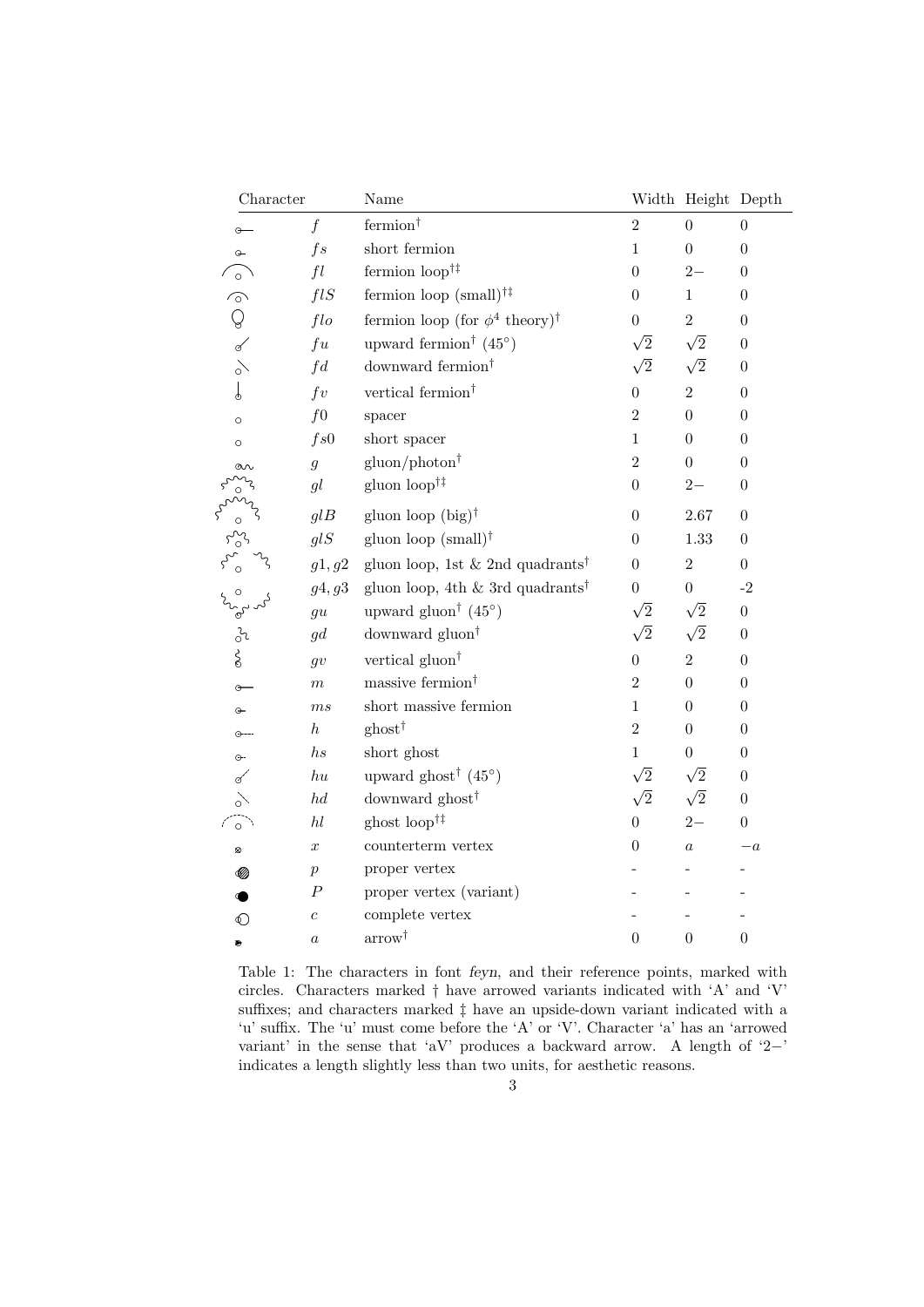| Character | | Name | Width | Height | Depth |
|---|---|---|---|---|---|
| | $f$ | fermion† | 2 | 0 | 0 |
| | $fs$ | short fermion | 1 | 0 | 0 |
| | $fl$ | fermion loop†‡ | 0 | 2− | 0 |
| | $flS$ | fermion loop (small)†‡ | 0 | 1 | 0 |
| | $flo$ | fermion loop (for $\phi^4$ theory)† | 0 | 2 | 0 |
| | $fu$ | upward fermion† (45°) | $\sqrt{2}$ | $\sqrt{2}$ | 0 |
| | $fd$ | downward fermion† | $\sqrt{2}$ | $\sqrt{2}$ | 0 |
| | $fv$ | vertical fermion† | 0 | 2 | 0 |
| | $f0$ | spacer | 2 | 0 | 0 |
| | $fs0$ | short spacer | 1 | 0 | 0 |
| | $g$ | gluon/photon† | 2 | 0 | 0 |
| | $gl$ | gluon loop†‡ | 0 | 2− | 0 |
| | $glB$ | gluon loop (big)† | 0 | 2.67 | 0 |
| | $glS$ | gluon loop (small)† | 0 | 1.33 | 0 |
| | $g1, g2$ | gluon loop, 1st & 2nd quadrants† | 0 | 2 | 0 |
| | $g4, g3$ | gluon loop, 4th & 3rd quadrants† | 0 | 0 | -2 |
| | $gu$ | upward gluon† (45°) | $\sqrt{2}$ | $\sqrt{2}$ | 0 |
| | $gd$ | downward gluon† | $\sqrt{2}$ | $\sqrt{2}$ | 0 |
| | $gv$ | vertical gluon† | 0 | 2 | 0 |
| | $m$ | massive fermion† | 2 | 0 | 0 |
| | $ms$ | short massive fermion | 1 | 0 | 0 |
| | $h$ | ghost† | 2 | 0 | 0 |
| | $hs$ | short ghost | 1 | 0 | 0 |
| | $hu$ | upward ghost† (45°) | $\sqrt{2}$ | $\sqrt{2}$ | 0 |
| | $hd$ | downward ghost† | $\sqrt{2}$ | $\sqrt{2}$ | 0 |
| | $hl$ | ghost loop†‡ | 0 | 2− | 0 |
| | $x$ | counterterm vertex | 0 | $a$ | $-a$ |
| | $p$ | proper vertex | - | - | - |
| | $P$ | proper vertex (variant) | - | - | - |
| | $c$ | complete vertex | - | - | - |
| | $a$ | arrow† | 0 | 0 | 0 |

Table 1: The characters in font *feyn*, and their reference points, marked with circles. Characters marked † have arrowed variants indicated with 'A' and 'V' suffixes; and characters marked ‡ have an upside-down variant indicated with a 'u' suffix. The 'u' must come before the 'A' or 'V'. Character 'a' has an 'arrowed variant' in the sense that 'aV' produces a backward arrow. A length of '2−' indicates a length slightly less than two units, for aesthetic reasons.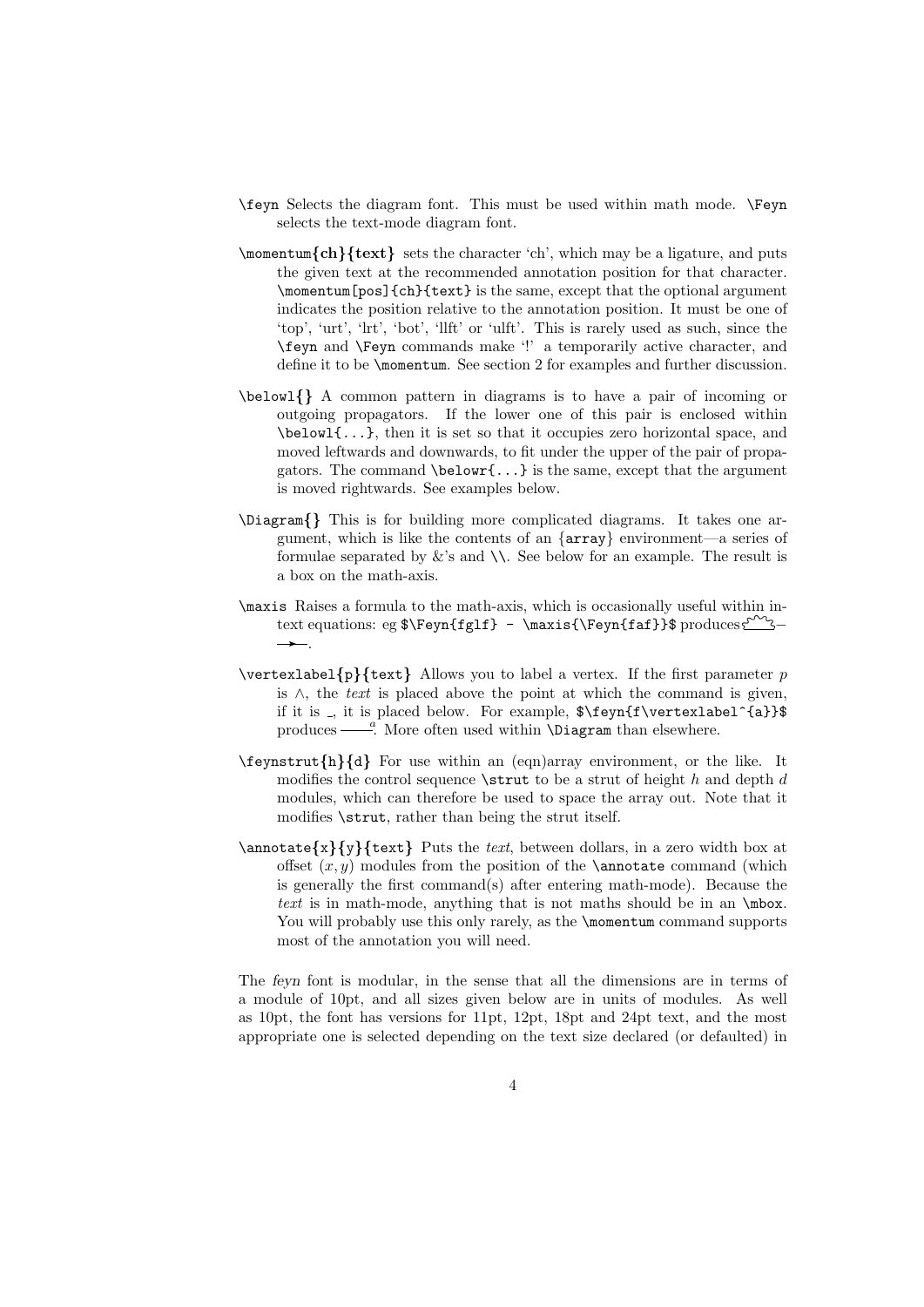`\feyn` Selects the diagram font. This must be used within math mode. `\Feyn` selects the text-mode diagram font.

`\momentum{ch}{text}` sets the character 'ch', which may be a ligature, and puts the given text at the recommended annotation position for that character. `\momentum[pos]{ch}{text}` is the same, except that the optional argument indicates the position relative to the annotation position. It must be one of 'top', 'urt', 'lrt', 'bot', 'llft' or 'ulft'. This is rarely used as such, since the `\feyn` and `\Feyn` commands make '!' a temporarily active character, and define it to be `\momentum`. See section 2 for examples and further discussion.

`\belowl{}` A common pattern in diagrams is to have a pair of incoming or outgoing propagators. If the lower one of this pair is enclosed within `\belowl{...}`, then it is set so that it occupies zero horizontal space, and moved leftwards and downwards, to fit under the upper of the pair of propagators. The command `\belowr{...}` is the same, except that the argument is moved rightwards. See examples below.

`\Diagram{}` This is for building more complicated diagrams. It takes one argument, which is like the contents of an {`array`} environment—a series of formulae separated by &'s and `\\`. See below for an example. The result is a box on the math-axis.

`\maxis` Raises a formula to the math-axis, which is occasionally useful within in-text equations: eg `$\Feyn{fglf} - \maxis{\Feyn{faf}}$` produces ⁓⁓ – ⟶.

`\vertexlabel{p}{text}` Allows you to label a vertex. If the first parameter $p$ is ∧, the *text* is placed above the point at which the command is given, if it is _, it is placed below. For example, `$\feyn{f\vertexlabel^{a}}$` produces ——$^a$. More often used within `\Diagram` than elsewhere.

`\feynstrut{h}{d}` For use within an (eqn)array environment, or the like. It modifies the control sequence `\strut` to be a strut of height $h$ and depth $d$ modules, which can therefore be used to space the array out. Note that it modifies `\strut`, rather than being the strut itself.

`\annotate{x}{y}{text}` Puts the *text*, between dollars, in a zero width box at offset $(x, y)$ modules from the position of the `\annotate` command (which is generally the first command(s) after entering math-mode). Because the *text* is in math-mode, anything that is not maths should be in an `\mbox`. You will probably use this only rarely, as the `\momentum` command supports most of the annotation you will need.

The *feyn* font is modular, in the sense that all the dimensions are in terms of a module of 10pt, and all sizes given below are in units of modules. As well as 10pt, the font has versions for 11pt, 12pt, 18pt and 24pt text, and the most appropriate one is selected depending on the text size declared (or defaulted) in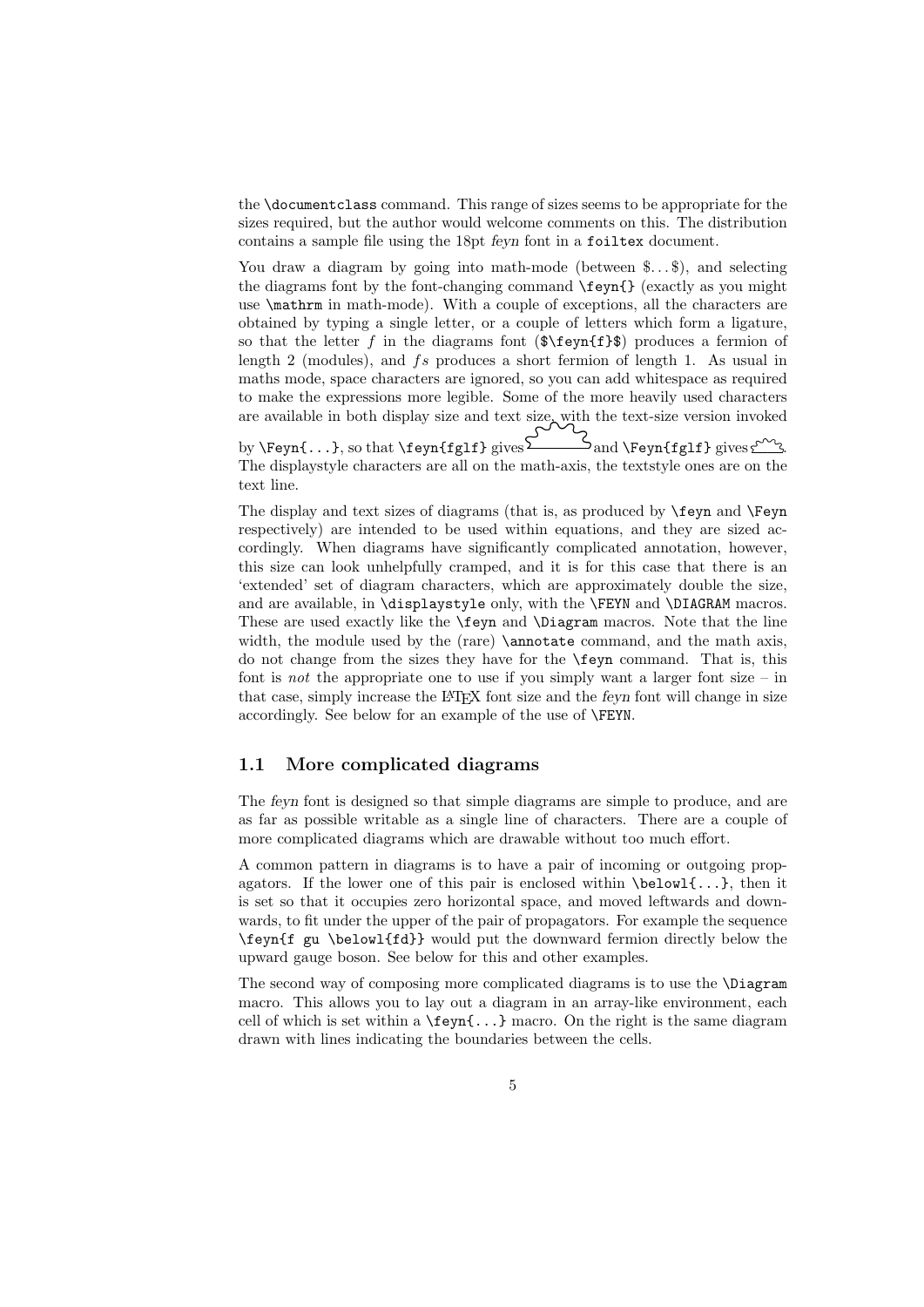the `\documentclass` command. This range of sizes seems to be appropriate for the sizes required, but the author would welcome comments on this. The distribution contains a sample file using the 18pt *feyn* font in a `foiltex` document.

You draw a diagram by going into math-mode (between $...$), and selecting the diagrams font by the font-changing command `\feyn{}` (exactly as you might use `\mathrm` in math-mode). With a couple of exceptions, all the characters are obtained by typing a single letter, or a couple of letters which form a ligature, so that the letter $f$ in the diagrams font (`$\feyn{f}$`) produces a fermion of length 2 (modules), and $fs$ produces a short fermion of length 1. As usual in maths mode, space characters are ignored, so you can add whitespace as required to make the expressions more legible. Some of the more heavily used characters are available in both display size and text size, with the text-size version invoked by `\Feyn{...}`, so that `\feyn{fglf}` gives and `\Feyn{fglf}` gives . The displaystyle characters are all on the math-axis, the textstyle ones are on the text line.

The display and text sizes of diagrams (that is, as produced by `\feyn` and `\Feyn` respectively) are intended to be used within equations, and they are sized accordingly. When diagrams have significantly complicated annotation, however, this size can look unhelpfully cramped, and it is for this case that there is an 'extended' set of diagram characters, which are approximately double the size, and are available, in `\displaystyle` only, with the `\FEYN` and `\DIAGRAM` macros. These are used exactly like the `\feyn` and `\Diagram` macros. Note that the line width, the module used by the (rare) `\annotate` command, and the math axis, do not change from the sizes they have for the `\feyn` command. That is, this font is *not* the appropriate one to use if you simply want a larger font size – in that case, simply increase the LaTeX font size and the *feyn* font will change in size accordingly. See below for an example of the use of `\FEYN`.

## 1.1 More complicated diagrams

The *feyn* font is designed so that simple diagrams are simple to produce, and are as far as possible writable as a single line of characters. There are a couple of more complicated diagrams which are drawable without too much effort.

A common pattern in diagrams is to have a pair of incoming or outgoing propagators. If the lower one of this pair is enclosed within `\belowl{...}`, then it is set so that it occupies zero horizontal space, and moved leftwards and downwards, to fit under the upper of the pair of propagators. For example the sequence `\feyn{f gu \belowl{fd}}` would put the downward fermion directly below the upward gauge boson. See below for this and other examples.

The second way of composing more complicated diagrams is to use the `\Diagram` macro. This allows you to lay out a diagram in an array-like environment, each cell of which is set within a `\feyn{...}` macro. On the right is the same diagram drawn with lines indicating the boundaries between the cells.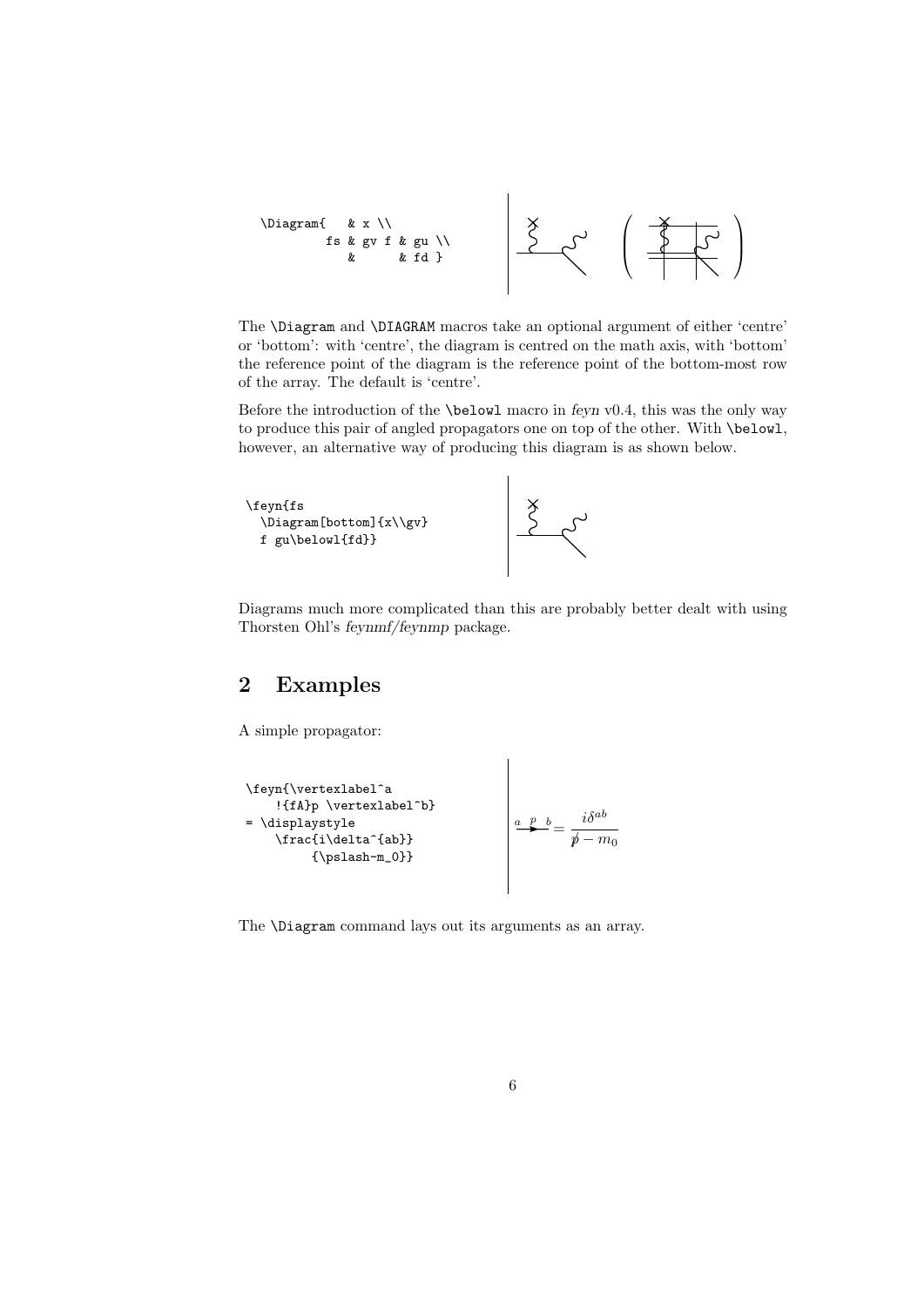```
\Diagram{   & x \\
         fs & gv f & gu \\
            &      & fd }
```

The `\Diagram` and `\DIAGRAM` macros take an optional argument of either 'centre' or 'bottom': with 'centre', the diagram is centred on the math axis, with 'bottom' the reference point of the diagram is the reference point of the bottom-most row of the array. The default is 'centre'.

Before the introduction of the `\belowl` macro in *feyn* v0.4, this was the only way to produce this pair of angled propagators one on top of the other. With `\belowl`, however, an alternative way of producing this diagram is as shown below.

```
\feyn{fs
  \Diagram[bottom]{x\\gv}
  f gu\belowl{fd}}
```

Diagrams much more complicated than this are probably better dealt with using Thorsten Ohl's *feynmf/feynmp* package.

## 2 Examples

A simple propagator:

```
\feyn{\vertexlabel^a
    !{fA}p \vertexlabel^b}
= \displaystyle
    \frac{i\delta^{ab}}
         {\pslash-m_0}}
```

$$= \frac{i\delta^{ab}}{\not{p} - m_0}$$

The `\Diagram` command lays out its arguments as an array.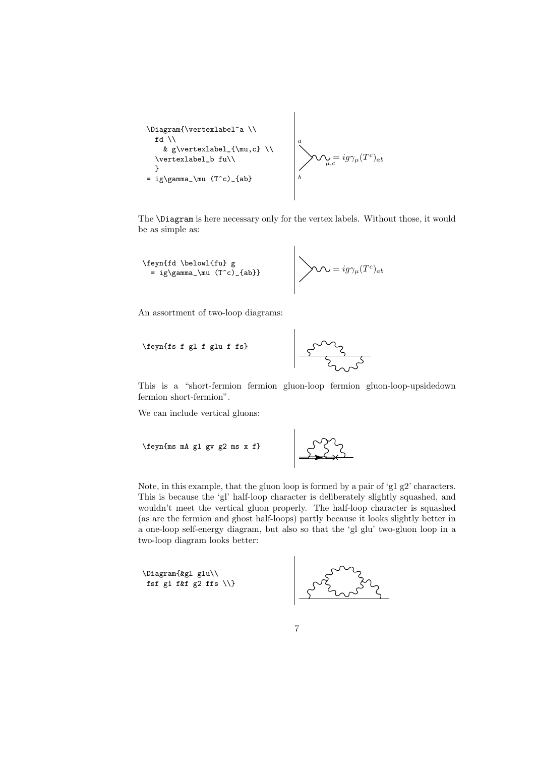```
\Diagram{\vertexlabel^a \\
  fd \\
    & g\vertexlabel_{\mu,c} \\
  \vertexlabel_b fu\\
  }
= ig\gamma_\mu (T^c)_{ab}
```

$= ig\gamma_\mu (T^c)_{ab}$

The `\Diagram` is here necessary only for the vertex labels. Without those, it would be as simple as:

```
\feyn{fd \belowl{fu} g
  = ig\gamma_\mu (T^c)_{ab}}
```

$= ig\gamma_\mu (T^c)_{ab}$

An assortment of two-loop diagrams:

```
\feyn{fs f gl f glu f fs}
```

This is a "short-fermion fermion gluon-loop fermion gluon-loop-upsidedown fermion short-fermion".

We can include vertical gluons:

```
\feyn{ms mA g1 gv g2 ms x f}
```

Note, in this example, that the gluon loop is formed by a pair of 'g1 g2' characters. This is because the 'gl' half-loop character is deliberately slightly squashed, and wouldn't meet the vertical gluon properly. The half-loop character is squashed (as are the fermion and ghost half-loops) partly because it looks slightly better in a one-loop self-energy diagram, but also so that the 'gl glu' two-gluon loop in a two-loop diagram looks better:

```
\Diagram{&gl glu\\
 fsf g1 f&f g2 ffs \\}
```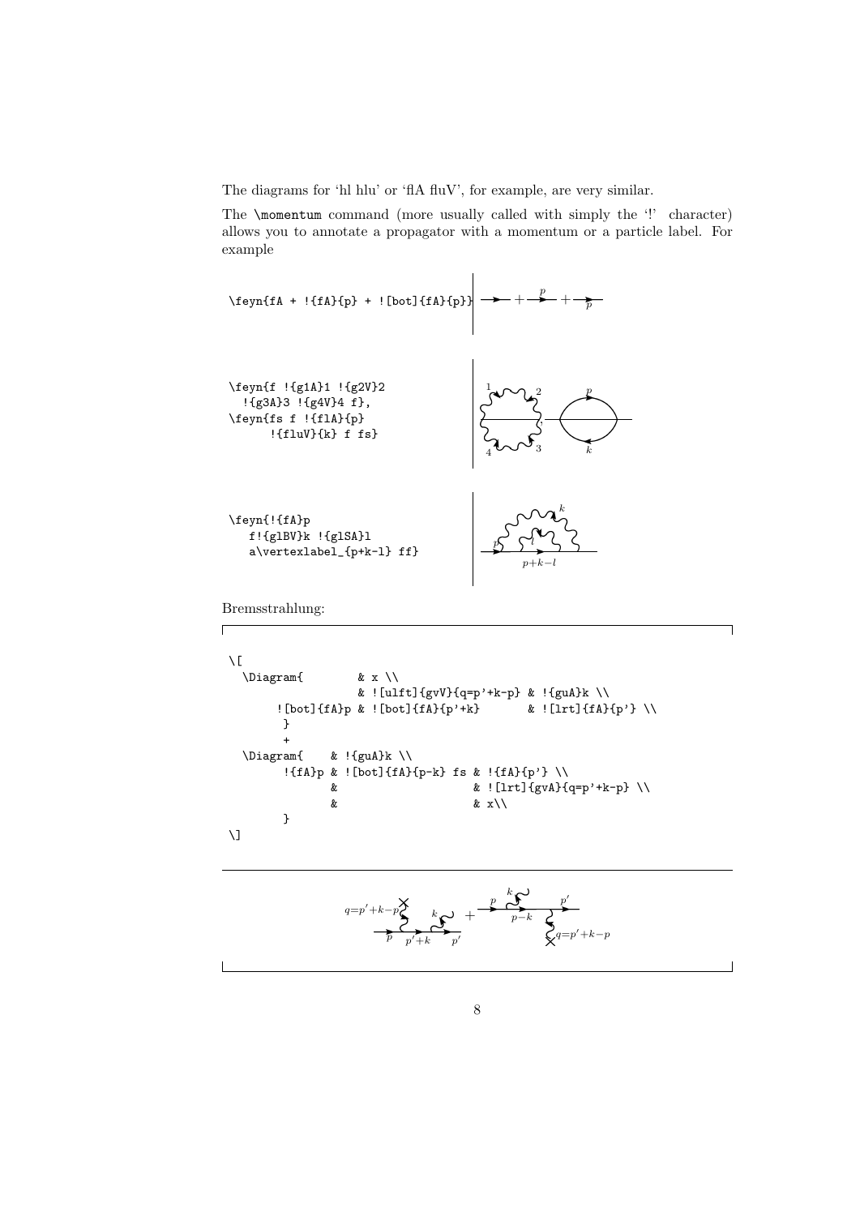The diagrams for 'hl hlu' or 'flA fluV', for example, are very similar.

The \momentum command (more usually called with simply the '!' character) allows you to annotate a propagator with a momentum or a particle label. For example

```
\feyn{fA + !{fA}{p} + ![bot]{fA}{p}}
```

```
\feyn{f !{g1A}1 !{g2V}2
  !{g3A}3 !{g4V}4 f},
\feyn{fs f !{flA}{p}
      !{fluV}{k} f fs}
```

```
\feyn{!{fA}p
   f!{glBV}k !{glSA}l
   a\vertexlabel_{p+k-l} ff}
```

Bremsstrahlung:

```
\[
  \Diagram{        & x \\
                   & ![ulft]{gvV}{q=p'+k-p} & !{guA}k \\
       ![bot]{fA}p & ![bot]{fA}{p'+k}       & ![lrt]{fA}{p'} \\
        }
        +
  \Diagram{    & !{guA}k \\
        !{fA}p & ![bot]{fA}{p-k} fs & !{fA}{p'} \\
               &                    & ![lrt]{gvA}{q=p'+k-p} \\
               &                    & x\\
        }
\]
```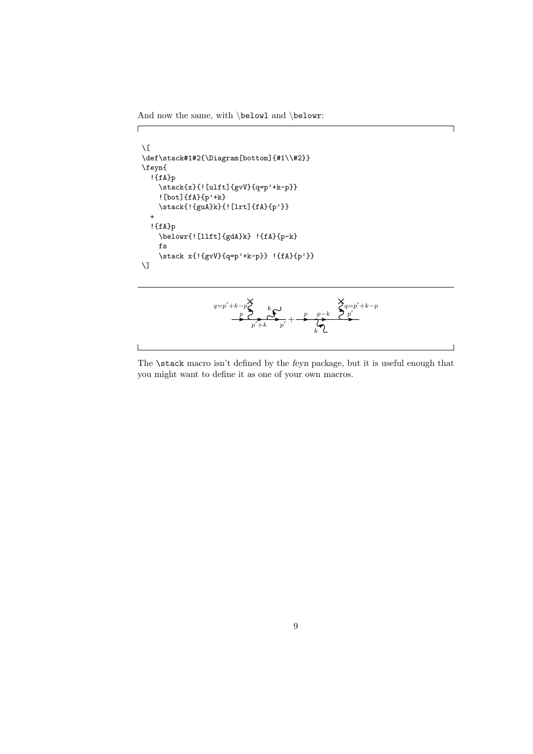And now the same, with \belowl and \belowr:

```
\[
\def\stack#1#2{\Diagram[bottom]{#1\\#2}}
\feyn{
  !{fA}p
    \stack{x}{![ulft]{gvV}{q=p'+k-p}}
    ![bot]{fA}{p'+k}
    \stack{!{guA}k}{![lrt]{fA}{p'}}
  +
  !{fA}p
    \belowr{![llft]{gdA}k} !{fA}{p-k}
    fs
    \stack x{!{gvV}{q=p'+k-p}} !{fA}{p'}}
\]
```

The \stack macro isn't defined by the *feyn* package, but it is useful enough that you might want to define it as one of your own macros.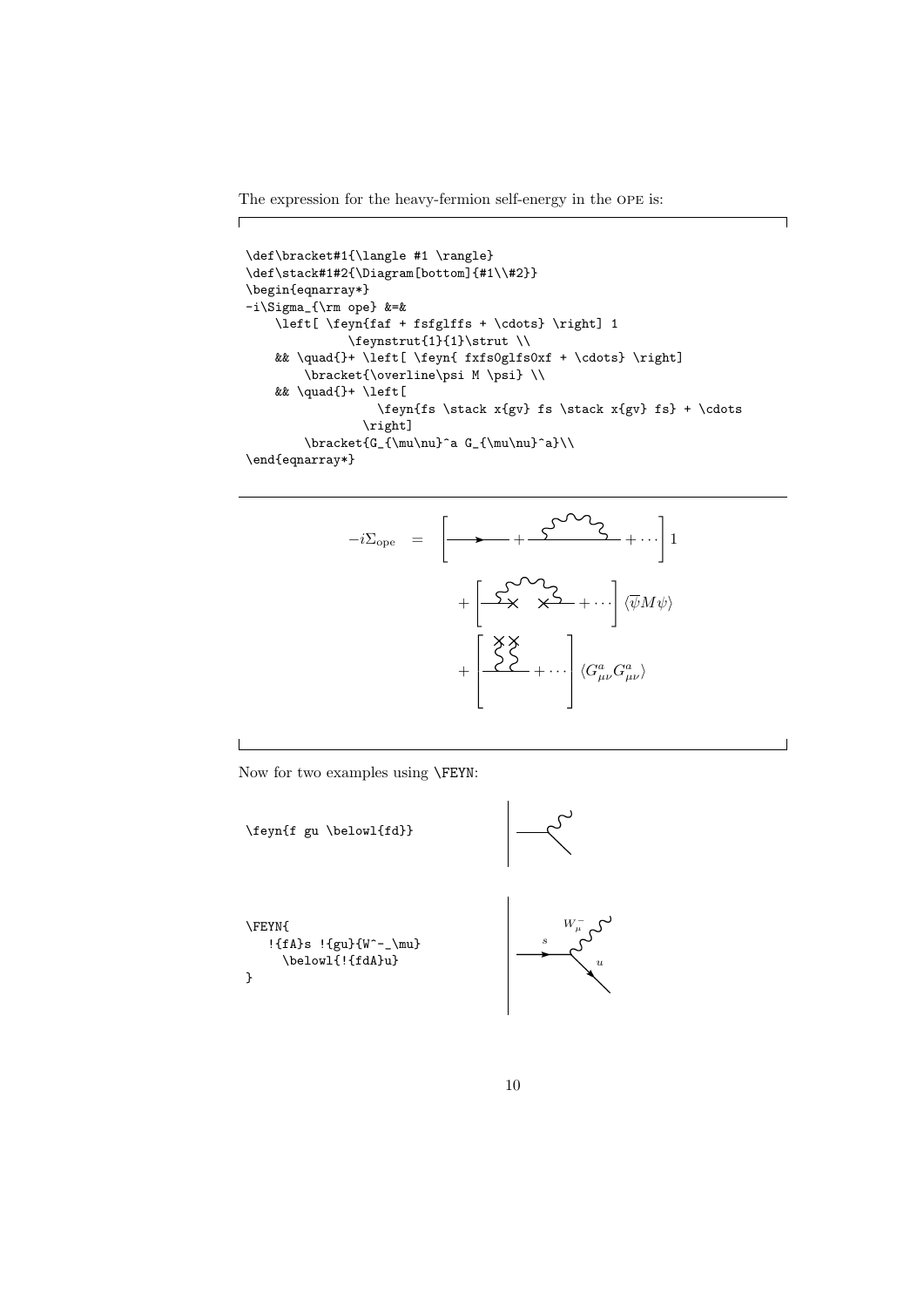The expression for the heavy-fermion self-energy in the OPE is:

```
\def\bracket#1{\langle #1 \rangle}
\def\stack#1#2{\Diagram[bottom]{#1\\#2}}
\begin{eqnarray*}
-i\Sigma_{\rm ope} &=&
    \left[ \feyn{faf + fsfglffs + \cdots} \right] 1
            \feynstrut{1}{1}\strut \\
    && \quad{}+ \left[ \feyn{ fxfs0glfs0xf + \cdots} \right]
        \bracket{\overline\psi M \psi} \\
    && \quad{}+ \left[
                \feyn{fs \stack x{gv} fs \stack x{gv} fs} + \cdots
              \right]
        \bracket{G_{\mu\nu}^a G_{\mu\nu}^a}\\
\end{eqnarray*}
```

$$-i\Sigma_{\rm ope} = \left[ \cdots + \cdots \right] 1$$

$$+ \left[ \cdots + \cdots \right] \langle \overline{\psi} M \psi \rangle$$

$$+ \left[ \cdots + \cdots \right] \langle G^a_{\mu\nu} G^a_{\mu\nu} \rangle$$

Now for two examples using \FEYN:

```
\feyn{f gu \belowl{fd}}
```

```
\FEYN{
   !{fA}s !{gu}{W^-_\mu}
     \belowl{!{fdA}u}
}
```

$s$ $W^-_\mu$ $u$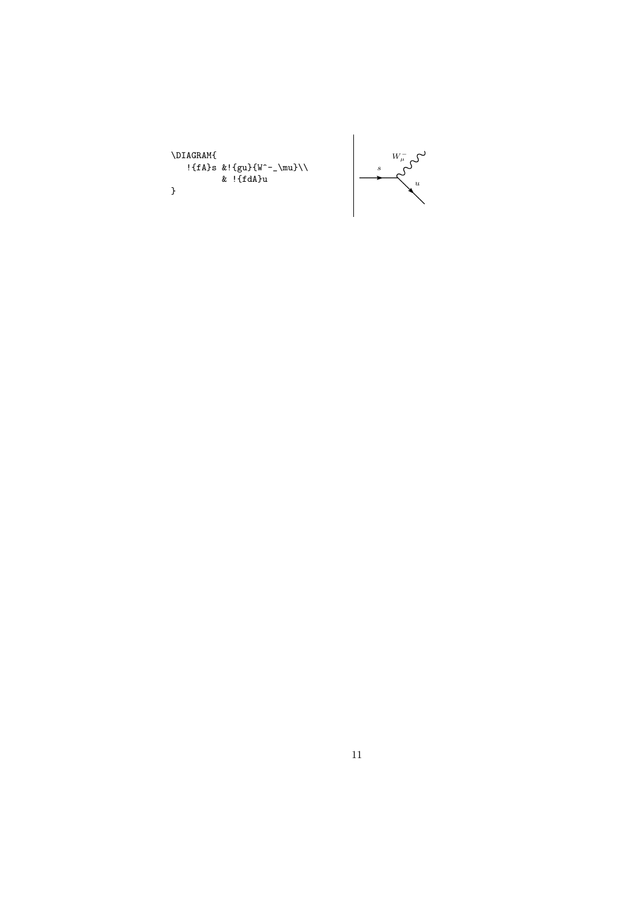```
\DIAGRAM{
   !{fA}s &!{gu}{W^-_\mu}\\
          & !{fdA}u
}
```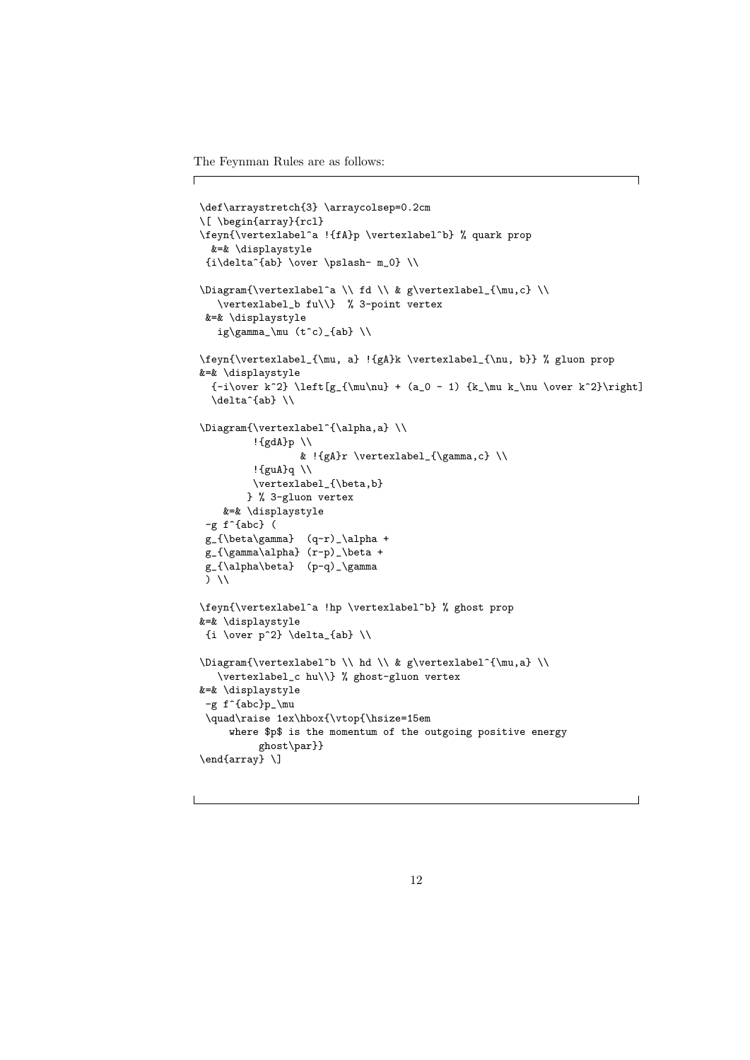The Feynman Rules are as follows:

```
\def\arraystretch{3} \arraycolsep=0.2cm
\[ \begin{array}{rcl}
\feyn{\vertexlabel^a !{fA}p \vertexlabel^b} % quark prop
  &=& \displaystyle
 {i\delta^{ab} \over \pslash- m_0} \\

\Diagram{\vertexlabel^a \\ fd \\ & g\vertexlabel_{\mu,c} \\
   \vertexlabel_b fu\\}  % 3-point vertex
 &=& \displaystyle
   ig\gamma_\mu (t^c)_{ab} \\

\feyn{\vertexlabel_{\mu, a} !{gA}k \vertexlabel_{\nu, b}} % gluon prop
&=& \displaystyle
  {-i\over k^2} \left[g_{\mu\nu} + (a_0 - 1) {k_\mu k_\nu \over k^2}\right]
  \delta^{ab} \\

\Diagram{\vertexlabel^{\alpha,a} \\
         !{gdA}p \\
                 & !{gA}r \vertexlabel_{\gamma,c} \\
         !{guA}q \\
         \vertexlabel_{\beta,b}
        } % 3-gluon vertex
    &=& \displaystyle
 -g f^{abc} (
 g_{\beta\gamma}  (q-r)_\alpha +
 g_{\gamma\alpha} (r-p)_\beta +
 g_{\alpha\beta}  (p-q)_\gamma
 ) \\

\feyn{\vertexlabel^a !hp \vertexlabel^b} % ghost prop
&=& \displaystyle
 {i \over p^2} \delta_{ab} \\

\Diagram{\vertexlabel^b \\ hd \\ & g\vertexlabel^{\mu,a} \\
   \vertexlabel_c hu\\} % ghost-gluon vertex
&=& \displaystyle
 -g f^{abc}p_\mu
 \quad\raise 1ex\hbox{\vtop{\hsize=15em
     where $p$ is the momentum of the outgoing positive energy
          ghost\par}}
\end{array} \]
```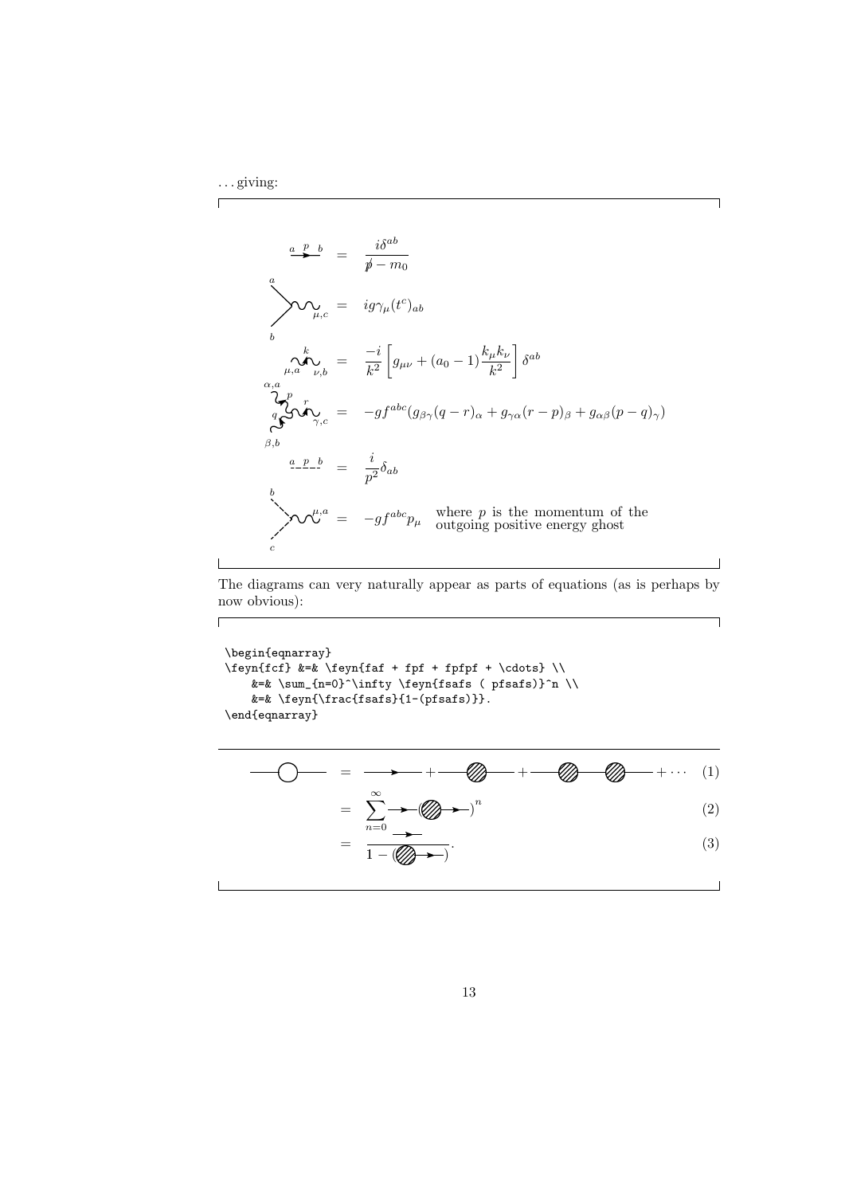. . . giving:

$$\frac{i\delta^{ab}}{\not p - m_0}$$

$$ig\gamma_\mu(t^c)_{ab}$$

$$\frac{-i}{k^2}\left[g_{\mu\nu} + (a_0 - 1)\frac{k_\mu k_\nu}{k^2}\right]\delta^{ab}$$

$$-gf^{abc}(g_{\beta\gamma}(q-r)_\alpha + g_{\gamma\alpha}(r-p)_\beta + g_{\alpha\beta}(p-q)_\gamma)$$

$$\frac{i}{p^2}\delta_{ab}$$

$$-gf^{abc}p_\mu \quad \text{where } p \text{ is the momentum of the outgoing positive energy ghost}$$

The diagrams can very naturally appear as parts of equations (as is perhaps by now obvious):

```
\begin{eqnarray}
\feyn{fcf} &=& \feyn{faf + fpf + fpfpf + \cdots} \\
    &=& \sum_{n=0}^\infty \feyn{fsafs ( pfsafs)}^n \\
    &=& \feyn{\frac{fsafs}{1-(pfsafs)}}.
\end{eqnarray}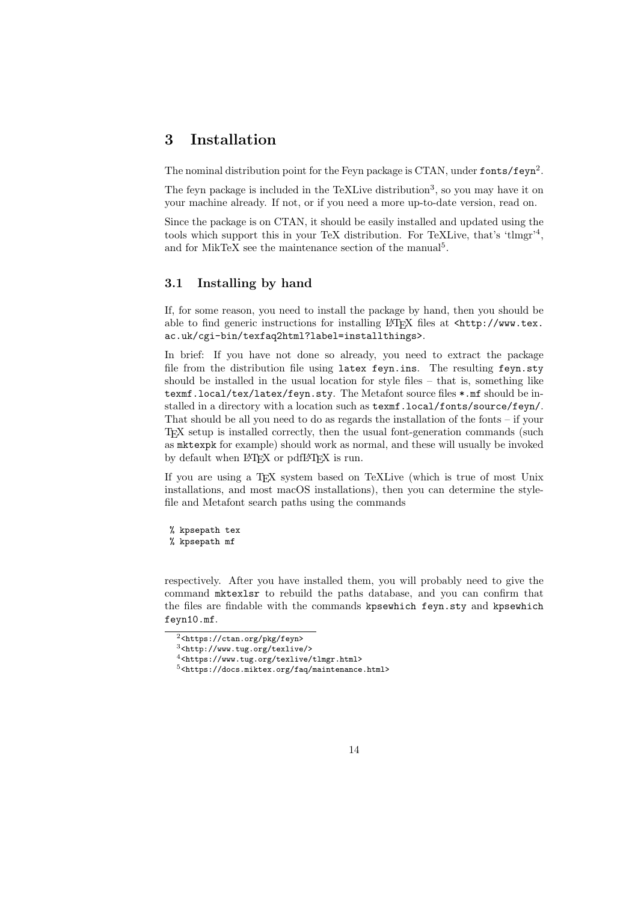## 3 Installation

The nominal distribution point for the Feyn package is CTAN, under `fonts/feyn`[2].

The feyn package is included in the TeXLive distribution[3], so you may have it on your machine already. If not, or if you need a more up-to-date version, read on.

Since the package is on CTAN, it should be easily installed and updated using the tools which support this in your TeX distribution. For TeXLive, that's 'tlmgr'[4], and for MikTeX see the maintenance section of the manual[5].

### 3.1 Installing by hand

If, for some reason, you need to install the package by hand, then you should be able to find generic instructions for installing LaTeX files at `<http://www.tex.ac.uk/cgi-bin/texfaq2html?label=installthings>`.

In brief: If you have not done so already, you need to extract the package file from the distribution file using `latex feyn.ins`. The resulting `feyn.sty` should be installed in the usual location for style files – that is, something like `texmf.local/tex/latex/feyn.sty`. The Metafont source files `*.mf` should be installed in a directory with a location such as `texmf.local/fonts/source/feyn/`. That should be all you need to do as regards the installation of the fonts – if your TeX setup is installed correctly, then the usual font-generation commands (such as `mktexpk` for example) should work as normal, and these will usually be invoked by default when LaTeX or pdfLaTeX is run.

If you are using a TeX system based on TeXLive (which is true of most Unix installations, and most macOS installations), then you can determine the style-file and Metafont search paths using the commands

```
% kpsepath tex
% kpsepath mf
```

respectively. After you have installed them, you will probably need to give the command `mktexlsr` to rebuild the paths database, and you can confirm that the files are findable with the commands `kpsewhich feyn.sty` and `kpsewhich feyn10.mf`.

---

[2] `<https://ctan.org/pkg/feyn>`

[3] `<http://www.tug.org/texlive/>`

[4] `<https://www.tug.org/texlive/tlmgr.html>`

[5] `<https://docs.miktex.org/faq/maintenance.html>`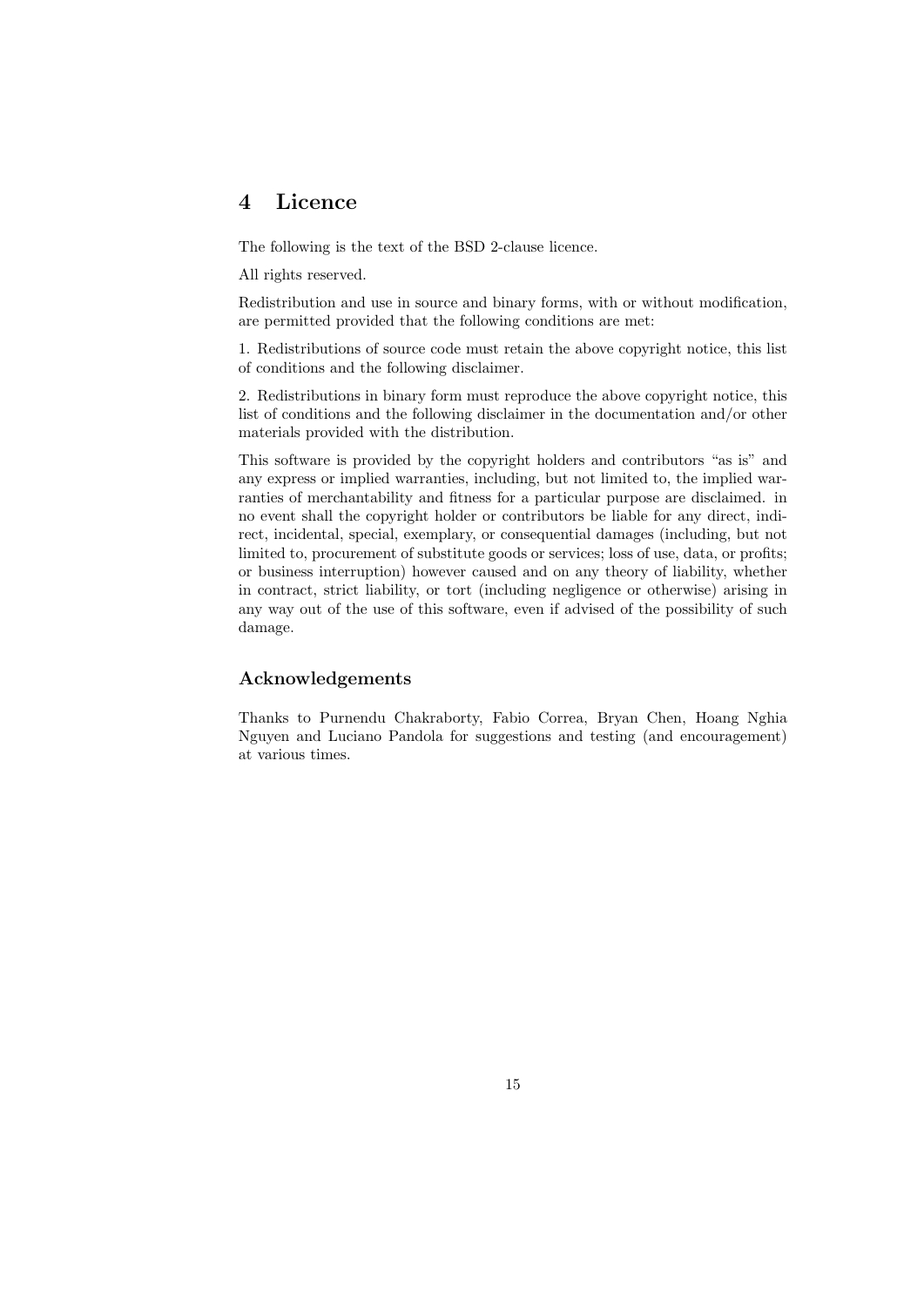## 4 Licence

The following is the text of the BSD 2-clause licence.

All rights reserved.

Redistribution and use in source and binary forms, with or without modification, are permitted provided that the following conditions are met:

1. Redistributions of source code must retain the above copyright notice, this list of conditions and the following disclaimer.

2. Redistributions in binary form must reproduce the above copyright notice, this list of conditions and the following disclaimer in the documentation and/or other materials provided with the distribution.

This software is provided by the copyright holders and contributors "as is" and any express or implied warranties, including, but not limited to, the implied warranties of merchantability and fitness for a particular purpose are disclaimed. in no event shall the copyright holder or contributors be liable for any direct, indirect, incidental, special, exemplary, or consequential damages (including, but not limited to, procurement of substitute goods or services; loss of use, data, or profits; or business interruption) however caused and on any theory of liability, whether in contract, strict liability, or tort (including negligence or otherwise) arising in any way out of the use of this software, even if advised of the possibility of such damage.

### Acknowledgements

Thanks to Purnendu Chakraborty, Fabio Correa, Bryan Chen, Hoang Nghia Nguyen and Luciano Pandola for suggestions and testing (and encouragement) at various times.